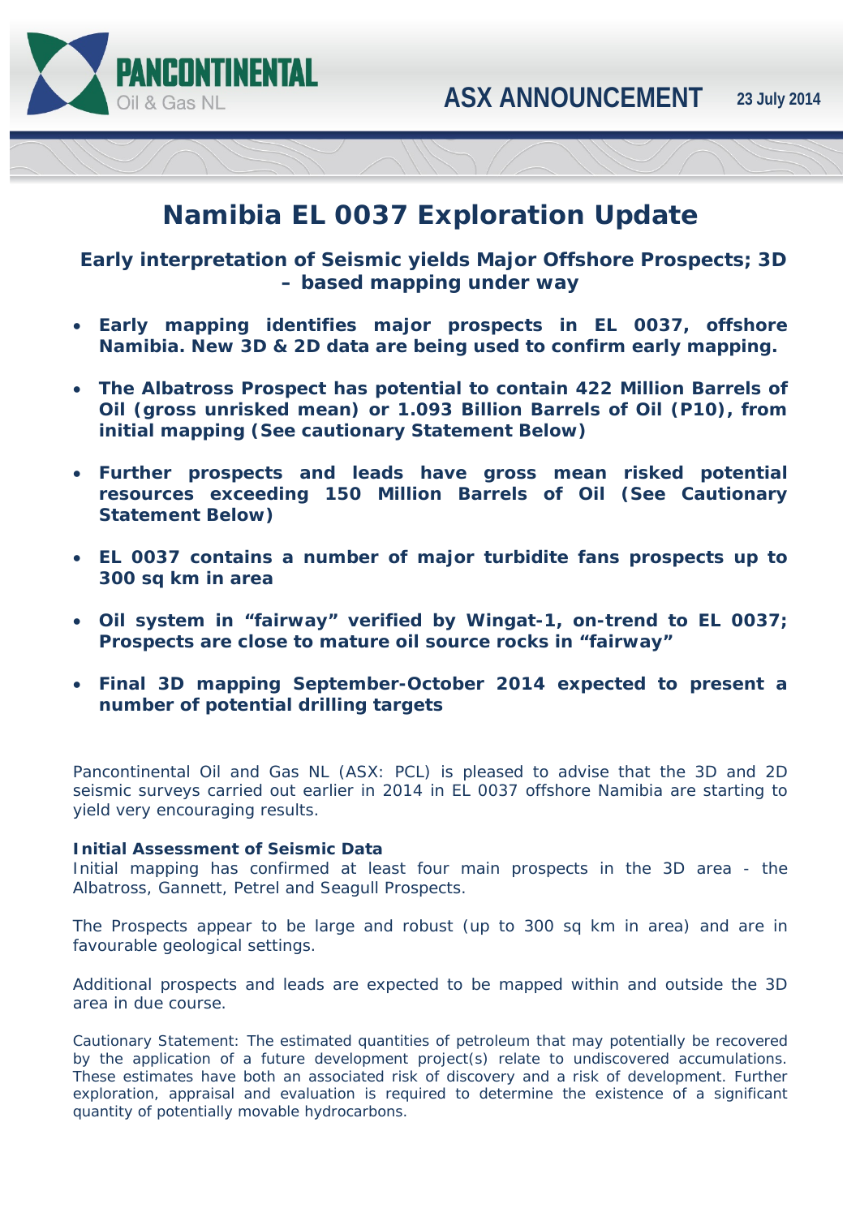PANCONTINENTAL Oil & Gas NL

ASX ANNOUNCEMENT 23 July 2014

# Namibia EL 0037 Exploration Update

### Early interpretation of Seismic yields Major Offshore Prospects; 3D – based mapping under way

- **Early mapping identifies major prospects in EL 0037, offshore Namibia. New 3D & 2D data are being used to confirm early mapping.**
- **The Albatross Prospect has potential to contain 422 Million Barrels of Oil (gross unrisked mean) or 1.093 Billion Barrels of Oil (P10), from initial mapping (See cautionary Statement Below)**
- **Further prospects and leads have gross mean risked potential resources exceeding 150 Million Barrels of Oil (See Cautionary Statement Below)**
- **EL 0037 contains a number of major turbidite fans prospects up to 300 sq km in area**
- **Oil system in "fairway" verified by Wingat-1, on-trend to EL 0037; Prospects are close to mature oil source rocks in "fairway"**
- **Final 3D mapping September-October 2014 expected to present a number of potential drilling targets**

Pancontinental Oil and Gas NL (ASX: PCL) is pleased to advise that the 3D and 2D seismic surveys carried out earlier in 2014 in EL 0037 offshore Namibia are starting to yield very encouraging results.

**Initial Assessment of Seismic Data**

Initial mapping has confirmed at least four main prospects in the 3D area - the Albatross, Gannett, Petrel and Seagull Prospects.

The Prospects appear to be large and robust (up to 300 sq km in area) and are in favourable geological settings.

Additional prospects and leads are expected to be mapped within and outside the 3D area in due course.

Cautionary Statement: The estimated quantities of petroleum that may potentially be recovered by the application of a future development project(s) relate to undiscovered accumulations. These estimates have both an associated risk of discovery and a risk of development. Further exploration, appraisal and evaluation is required to determine the existence of a significant quantity of potentially movable hydrocarbons.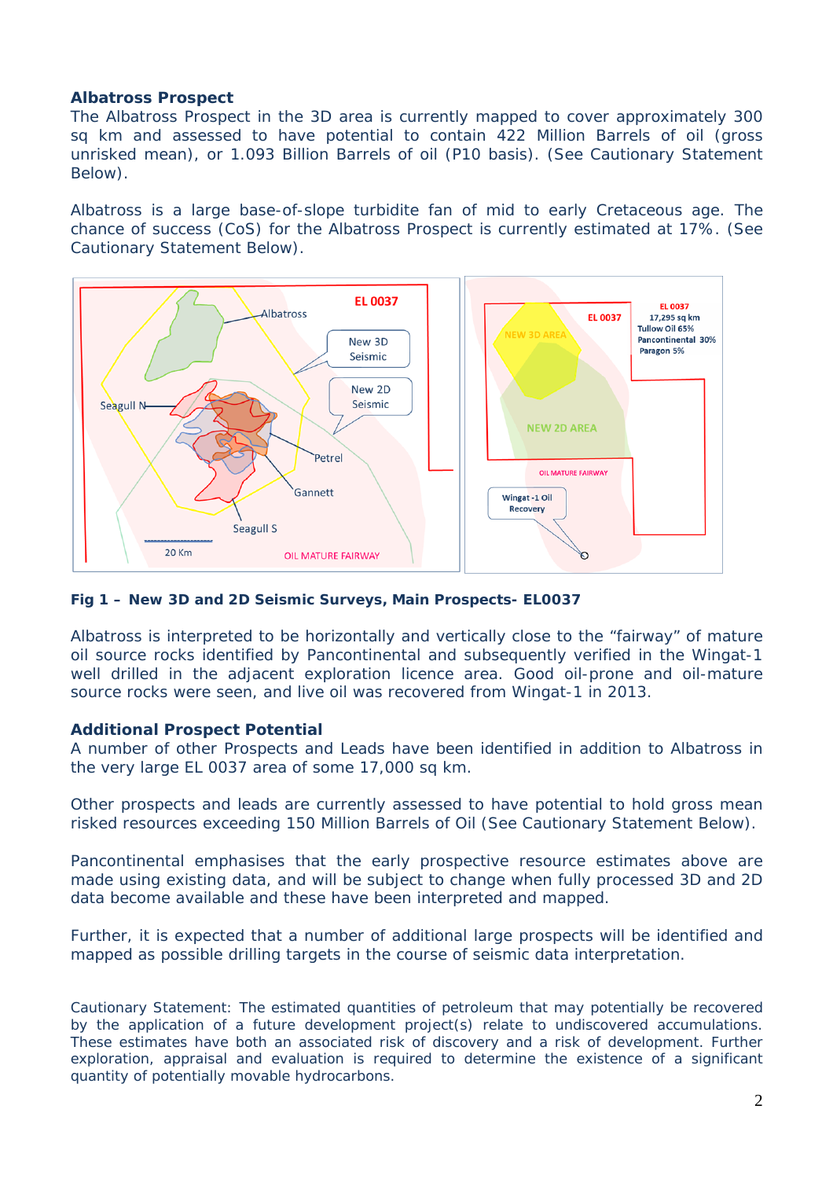### Albatross Prospect

The Albatross Prospect in the 3D area is currently mapped to cover approximately 300 sq km and assessed to have potential to contain 422 Million Barrels of oil (gross unrisked mean), or 1.093 Billion Barrels of oil (P10 basis). (See Cautionary Statement Below).

Albatross is a large base-of-slope turbidite fan of mid to early Cretaceous age. The chance of success (CoS) for the Albatross Prospect is currently estimated at 17%. (See Cautionary Statement Below).

**Fig 1 – New 3D and 2D Seismic Surveys, Main Prospects- EL0037**

Albatross is interpreted to be horizontally and vertically close to the "fairway" of mature oil source rocks identified by Pancontinental and subsequently verified in the Wingat-1 well drilled in the adjacent exploration licence area. Good oil-prone and oil-mature source rocks were seen, and live oil was recovered from Wingat-1 in 2013.

### Additional Prospect Potential

A number of other Prospects and Leads have been identified in addition to Albatross in the very large EL 0037 area of some 17,000 sq km.

Other prospects and leads are currently assessed to have potential to hold gross mean risked resources exceeding 150 Million Barrels of Oil (See Cautionary Statement Below).

Pancontinental emphasises that the early prospective resource estimates above are made using existing data, and will be subject to change when fully processed 3D and 2D data become available and these have been interpreted and mapped.

Further, it is expected that a number of additional large prospects will be identified and mapped as possible drilling targets in the course of seismic data interpretation.

Cautionary Statement: The estimated quantities of petroleum that may potentially be recovered by the application of a future development project(s) relate to undiscovered accumulations. These estimates have both an associated risk of discovery and a risk of development. Further exploration, appraisal and evaluation is required to determine the existence of a significant quantity of potentially movable hydrocarbons.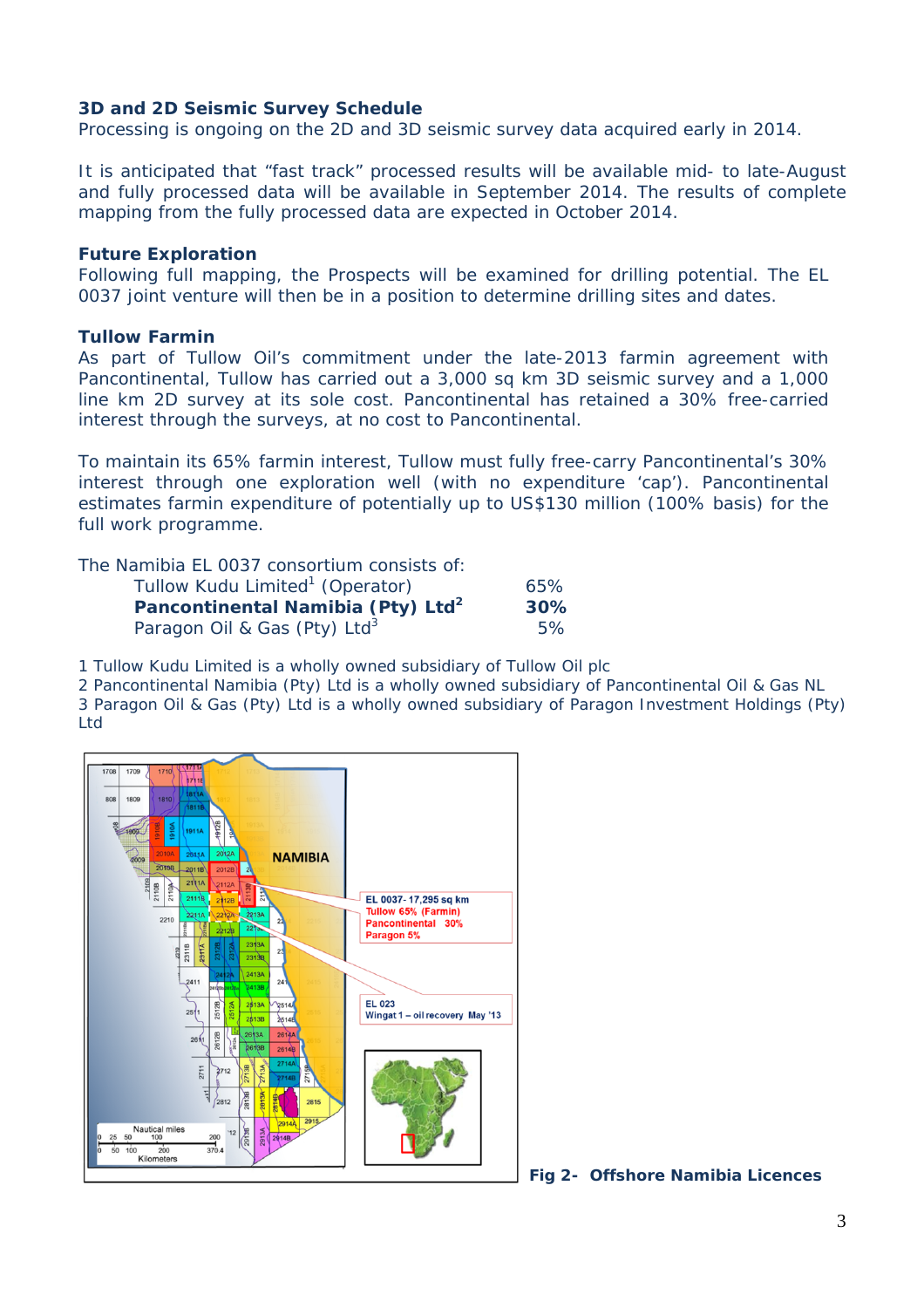**3D and 2D Seismic Survey Schedule**

Processing is ongoing on the 2D and 3D seismic survey data acquired early in 2014.

It is anticipated that "fast track" processed results will be available mid- to late-August and fully processed data will be available in September 2014. The results of complete mapping from the fully processed data are expected in October 2014.

**Future Exploration**

Following full mapping, the Prospects will be examined for drilling potential. The EL 0037 joint venture will then be in a position to determine drilling sites and dates.

**Tullow Farmin**

As part of Tullow Oil's commitment under the late-2013 farmin agreement with Pancontinental, Tullow has carried out a 3,000 sq km 3D seismic survey and a 1,000 line km 2D survey at its sole cost. Pancontinental has retained a 30% free-carried interest through the surveys, at no cost to Pancontinental.

To maintain its 65% farmin interest, Tullow must fully free-carry Pancontinental's 30% interest through one exploration well (with no expenditure 'cap'). Pancontinental estimates farmin expenditure of potentially up to US$130 million (100% basis) for the full work programme.

The Namibia EL 0037 consortium consists of:

| | |
|---|---|
| Tullow Kudu Limited[1] (Operator) | 65% |
| **Pancontinental Namibia (Pty) Ltd[2]** | **30%** |
| Paragon Oil & Gas (Pty) Ltd[3] | 5% |

1 Tullow Kudu Limited is a wholly owned subsidiary of Tullow Oil plc
2 Pancontinental Namibia (Pty) Ltd is a wholly owned subsidiary of Pancontinental Oil & Gas NL
3 Paragon Oil & Gas (Pty) Ltd is a wholly owned subsidiary of Paragon Investment Holdings (Pty) Ltd

**Fig 2- Offshore Namibia Licences**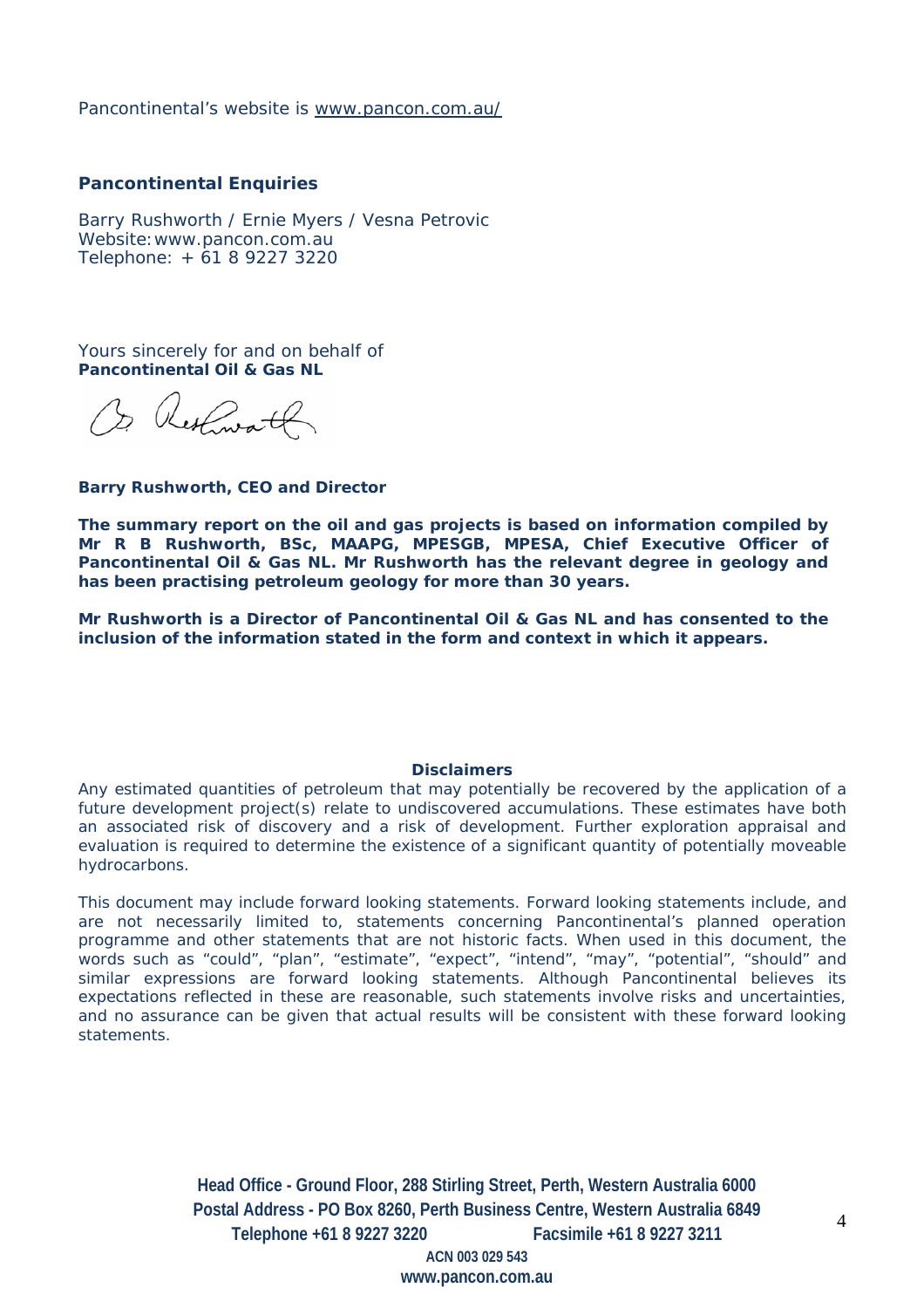Pancontinental's website is www.pancon.com.au/

**Pancontinental Enquiries**

Barry Rushworth / Ernie Myers / Vesna Petrovic
Website: www.pancon.com.au
Telephone: + 61 8 9227 3220

Yours sincerely for and on behalf of
**Pancontinental Oil & Gas NL**

**Barry Rushworth, CEO and Director**

**The summary report on the oil and gas projects is based on information compiled by Mr R B Rushworth, BSc, MAAPG, MPESGB, MPESA, Chief Executive Officer of Pancontinental Oil & Gas NL. Mr Rushworth has the relevant degree in geology and has been practising petroleum geology for more than 30 years.**

**Mr Rushworth is a Director of Pancontinental Oil & Gas NL and has consented to the inclusion of the information stated in the form and context in which it appears.**

**Disclaimers**

Any estimated quantities of petroleum that may potentially be recovered by the application of a future development project(s) relate to undiscovered accumulations. These estimates have both an associated risk of discovery and a risk of development. Further exploration appraisal and evaluation is required to determine the existence of a significant quantity of potentially moveable hydrocarbons.

This document may include forward looking statements. Forward looking statements include, and are not necessarily limited to, statements concerning Pancontinental's planned operation programme and other statements that are not historic facts. When used in this document, the words such as "could", "plan", "estimate", "expect", "intend", "may", "potential", "should" and similar expressions are forward looking statements. Although Pancontinental believes its expectations reflected in these are reasonable, such statements involve risks and uncertainties, and no assurance can be given that actual results will be consistent with these forward looking statements.

**Head Office - Ground Floor, 288 Stirling Street, Perth, Western Australia 6000**
**Postal Address - PO Box 8260, Perth Business Centre, Western Australia 6849**
**Telephone +61 8 9227 3220 Facsimile +61 8 9227 3211**
**ACN 003 029 543**
**www.pancon.com.au**